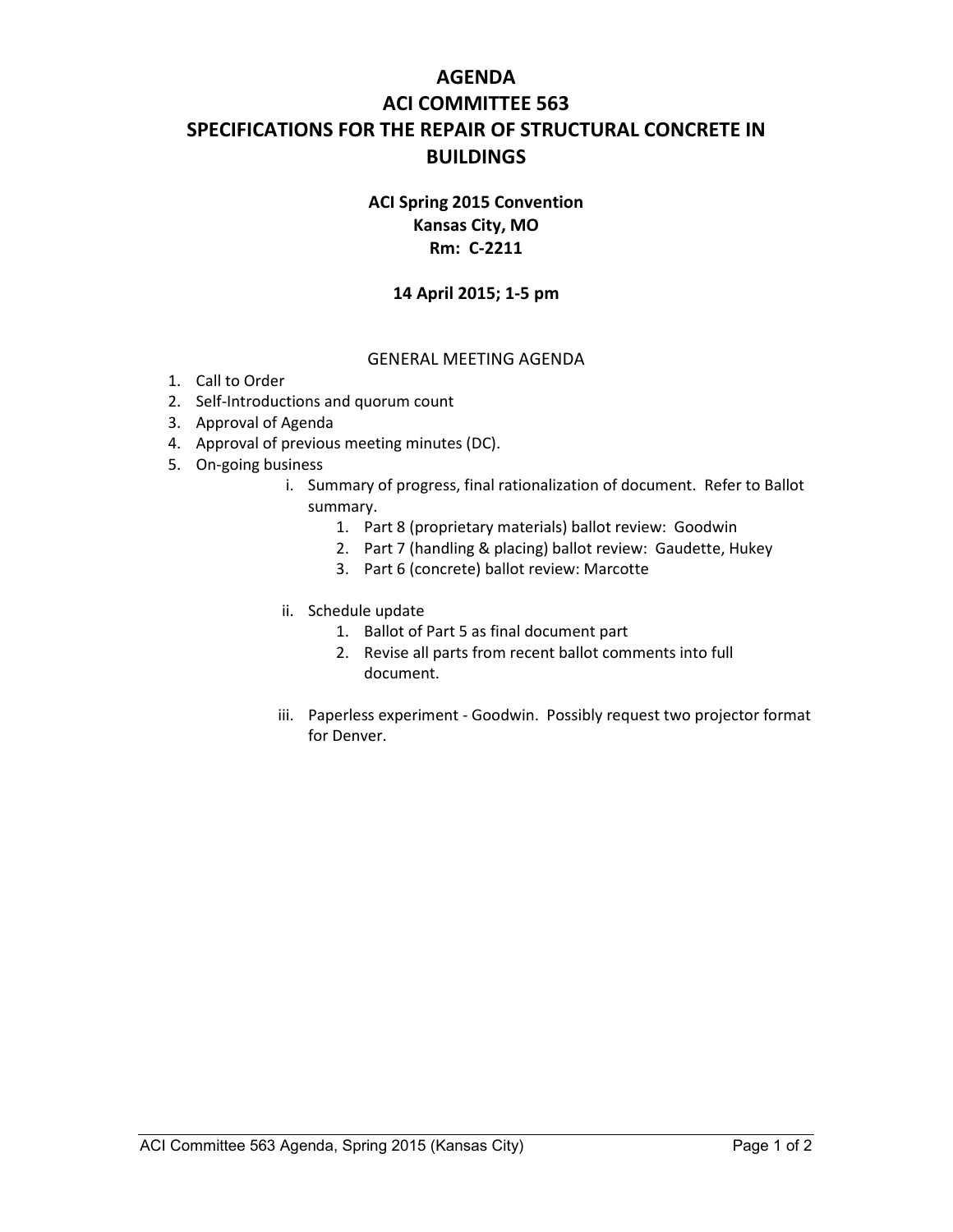# AGENDA
# ACI COMMITTEE 563
# SPECIFICATIONS FOR THE REPAIR OF STRUCTURAL CONCRETE IN BUILDINGS

**ACI Spring 2015 Convention**
**Kansas City, MO**
**Rm: C-2211**

**14 April 2015; 1-5 pm**

## GENERAL MEETING AGENDA

1. Call to Order
2. Self-Introductions and quorum count
3. Approval of Agenda
4. Approval of previous meeting minutes (DC).
5. On-going business
    - i. Summary of progress, final rationalization of document. Refer to Ballot summary.
        1. Part 8 (proprietary materials) ballot review: Goodwin
        2. Part 7 (handling & placing) ballot review: Gaudette, Hukey
        3. Part 6 (concrete) ballot review: Marcotte
    - ii. Schedule update
        1. Ballot of Part 5 as final document part
        2. Revise all parts from recent ballot comments into full document.
    - iii. Paperless experiment - Goodwin. Possibly request two projector format for Denver.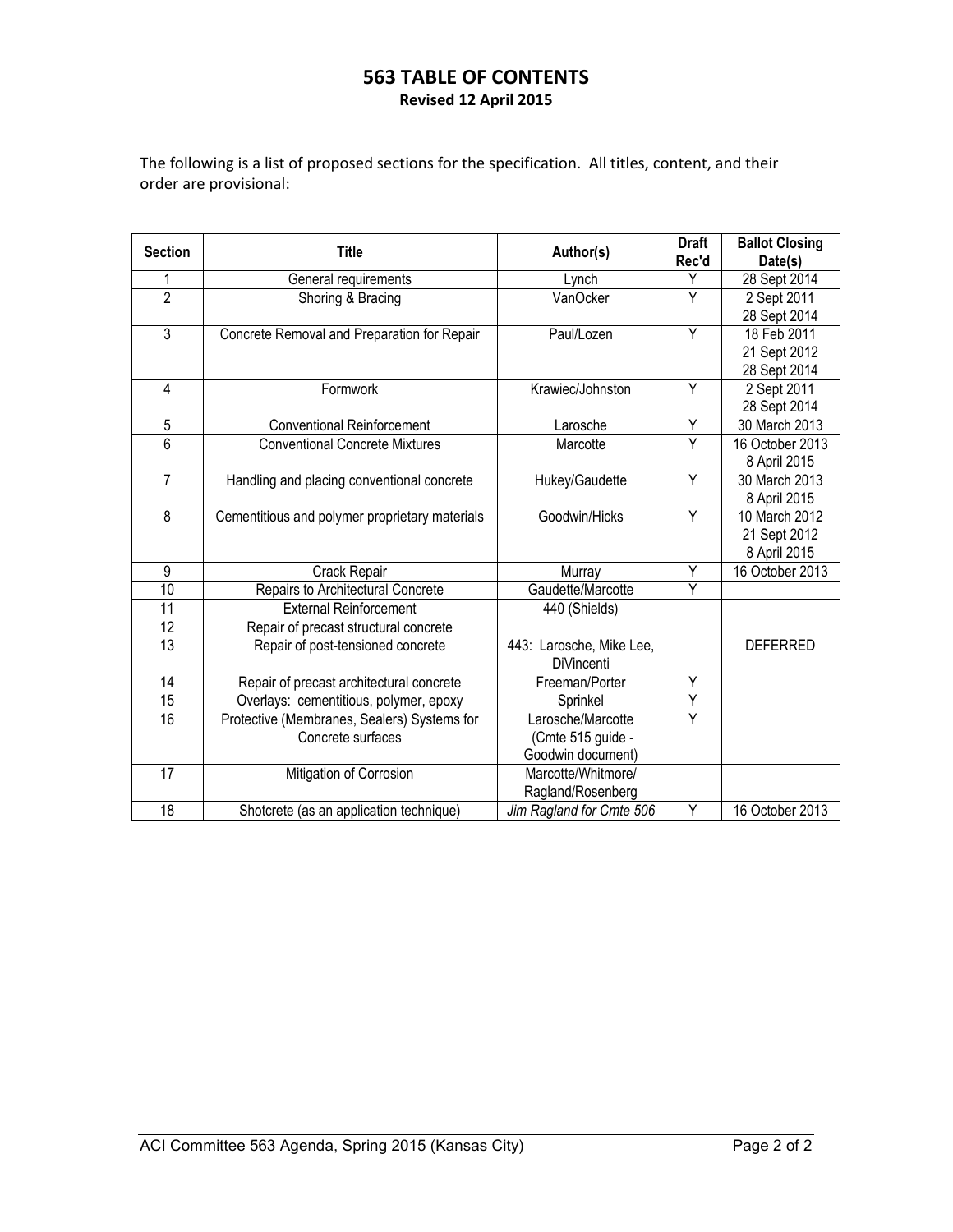# 563 TABLE OF CONTENTS

**Revised 12 April 2015**

The following is a list of proposed sections for the specification. All titles, content, and their order are provisional:

| Section | Title | Author(s) | Draft Rec'd | Ballot Closing Date(s) |
|---|---|---|---|---|
| 1 | General requirements | Lynch | Y | 28 Sept 2014 |
| 2 | Shoring & Bracing | VanOcker | Y | 2 Sept 2011<br>28 Sept 2014 |
| 3 | Concrete Removal and Preparation for Repair | Paul/Lozen | Y | 18 Feb 2011<br>21 Sept 2012<br>28 Sept 2014 |
| 4 | Formwork | Krawiec/Johnston | Y | 2 Sept 2011<br>28 Sept 2014 |
| 5 | Conventional Reinforcement | Larosche | Y | 30 March 2013 |
| 6 | Conventional Concrete Mixtures | Marcotte | Y | 16 October 2013<br>8 April 2015 |
| 7 | Handling and placing conventional concrete | Hukey/Gaudette | Y | 30 March 2013<br>8 April 2015 |
| 8 | Cementitious and polymer proprietary materials | Goodwin/Hicks | Y | 10 March 2012<br>21 Sept 2012<br>8 April 2015 |
| 9 | Crack Repair | Murray | Y | 16 October 2013 |
| 10 | Repairs to Architectural Concrete | Gaudette/Marcotte | Y | |
| 11 | External Reinforcement | 440 (Shields) | | |
| 12 | Repair of precast structural concrete | | | |
| 13 | Repair of post-tensioned concrete | 443: Larosche, Mike Lee, DiVincenti | | DEFERRED |
| 14 | Repair of precast architectural concrete | Freeman/Porter | Y | |
| 15 | Overlays: cementitious, polymer, epoxy | Sprinkel | Y | |
| 16 | Protective (Membranes, Sealers) Systems for Concrete surfaces | Larosche/Marcotte (Cmte 515 guide - Goodwin document) | Y | |
| 17 | Mitigation of Corrosion | Marcotte/Whitmore/ Ragland/Rosenberg | | |
| 18 | Shotcrete (as an application technique) | *Jim Ragland for Cmte 506* | Y | 16 October 2013 |